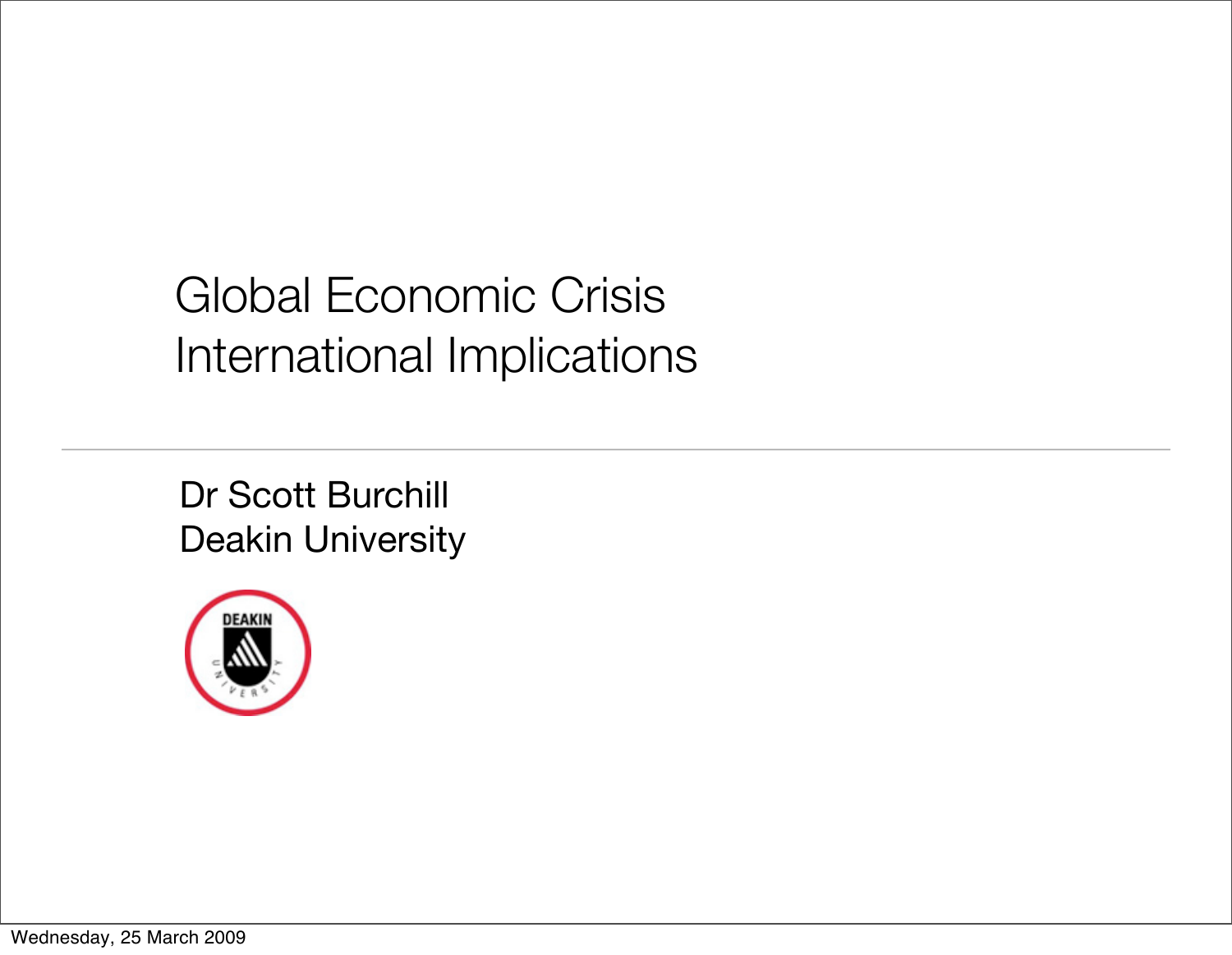# Global Economic Crisis
# International Implications

Dr Scott Burchill
Deakin University

Wednesday, 25 March 2009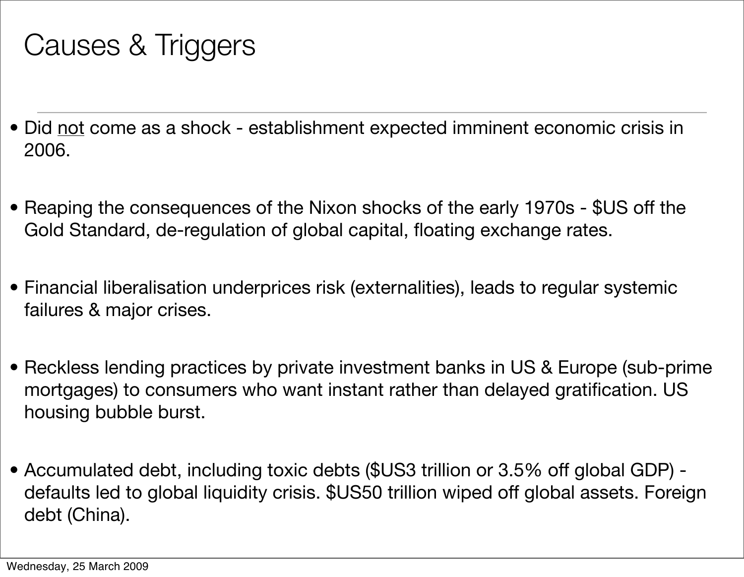# Causes & Triggers

- Did <u>not</u> come as a shock - establishment expected imminent economic crisis in 2006.
- Reaping the consequences of the Nixon shocks of the early 1970s - $US off the Gold Standard, de-regulation of global capital, floating exchange rates.
- Financial liberalisation underprices risk (externalities), leads to regular systemic failures & major crises.
- Reckless lending practices by private investment banks in US & Europe (sub-prime mortgages) to consumers who want instant rather than delayed gratification. US housing bubble burst.
- Accumulated debt, including toxic debts ($US3 trillion or 3.5% off global GDP) - defaults led to global liquidity crisis. $US50 trillion wiped off global assets. Foreign debt (China).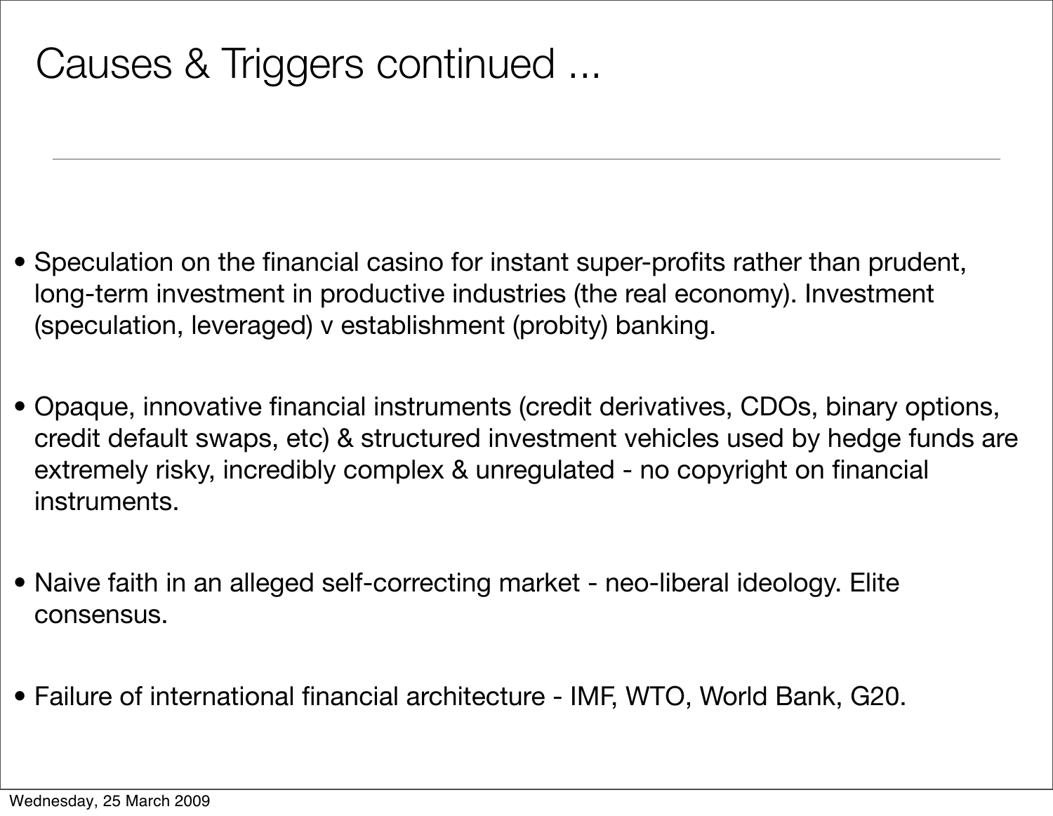# Causes & Triggers continued ...

- Speculation on the financial casino for instant super-profits rather than prudent, long-term investment in productive industries (the real economy). Investment (speculation, leveraged) v establishment (probity) banking.
- Opaque, innovative financial instruments (credit derivatives, CDOs, binary options, credit default swaps, etc) & structured investment vehicles used by hedge funds are extremely risky, incredibly complex & unregulated - no copyright on financial instruments.
- Naive faith in an alleged self-correcting market - neo-liberal ideology. Elite consensus.
- Failure of international financial architecture - IMF, WTO, World Bank, G20.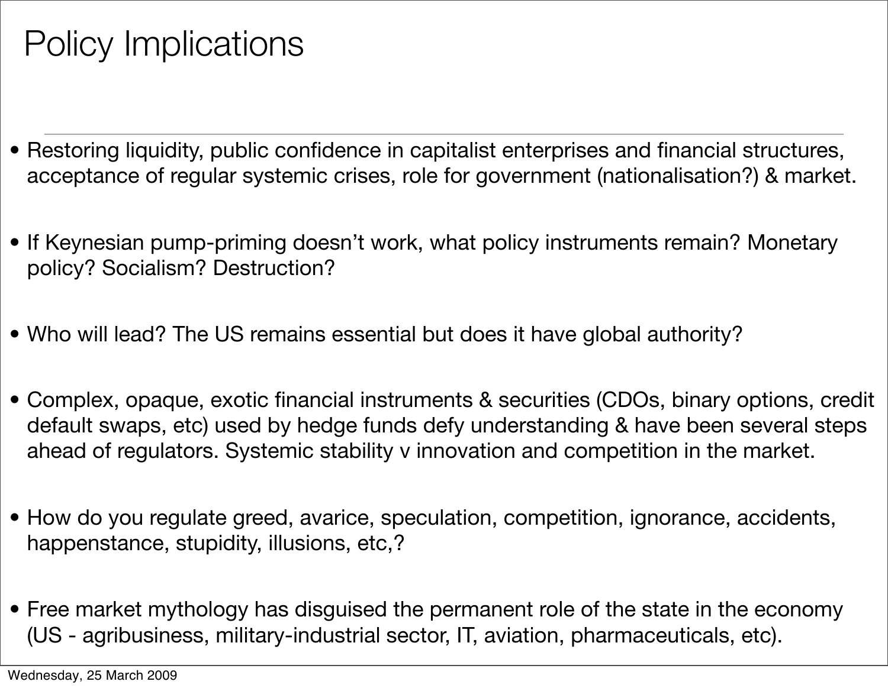# Policy Implications

- Restoring liquidity, public confidence in capitalist enterprises and financial structures, acceptance of regular systemic crises, role for government (nationalisation?) & market.
- If Keynesian pump-priming doesn't work, what policy instruments remain? Monetary policy? Socialism? Destruction?
- Who will lead? The US remains essential but does it have global authority?
- Complex, opaque, exotic financial instruments & securities (CDOs, binary options, credit default swaps, etc) used by hedge funds defy understanding & have been several steps ahead of regulators. Systemic stability v innovation and competition in the market.
- How do you regulate greed, avarice, speculation, competition, ignorance, accidents, happenstance, stupidity, illusions, etc,?
- Free market mythology has disguised the permanent role of the state in the economy (US - agribusiness, military-industrial sector, IT, aviation, pharmaceuticals, etc).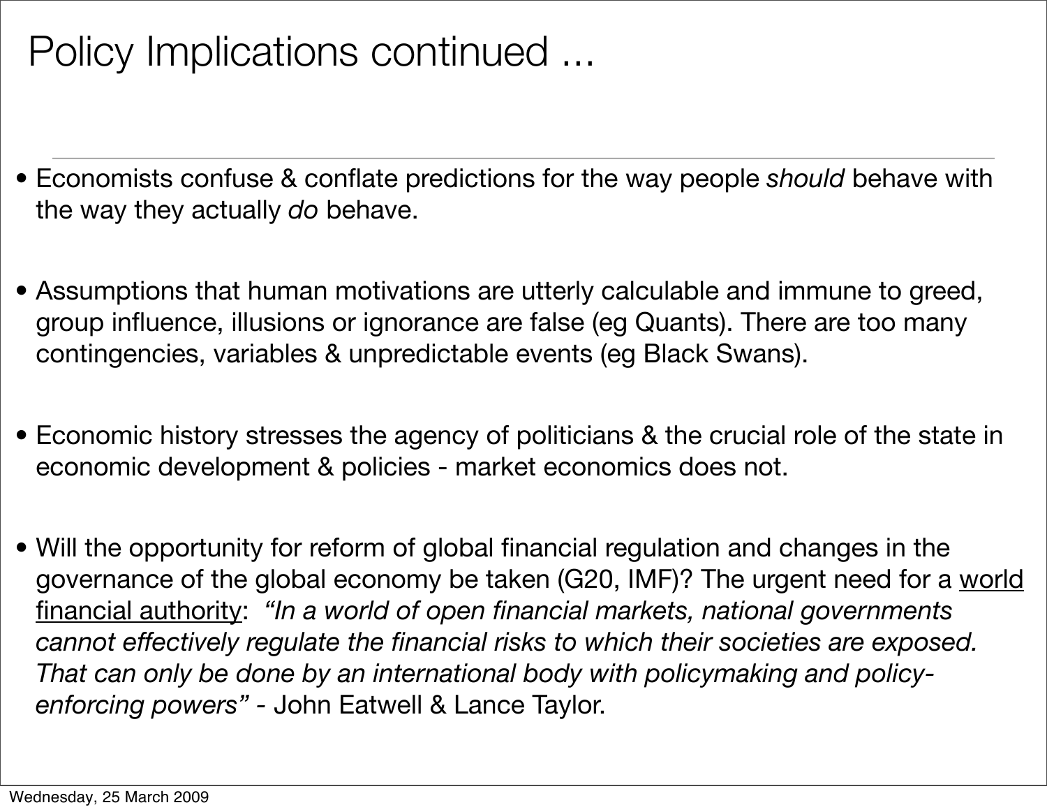# Policy Implications continued ...

- Economists confuse & conflate predictions for the way people *should* behave with the way they actually *do* behave.

- Assumptions that human motivations are utterly calculable and immune to greed, group influence, illusions or ignorance are false (eg Quants). There are too many contingencies, variables & unpredictable events (eg Black Swans).

- Economic history stresses the agency of politicians & the crucial role of the state in economic development & policies - market economics does not.

- Will the opportunity for reform of global financial regulation and changes in the governance of the global economy be taken (G20, IMF)? The urgent need for a <u>world financial authority</u>: *"In a world of open financial markets, national governments cannot effectively regulate the financial risks to which their societies are exposed. That can only be done by an international body with policymaking and policy-enforcing powers"* - John Eatwell & Lance Taylor.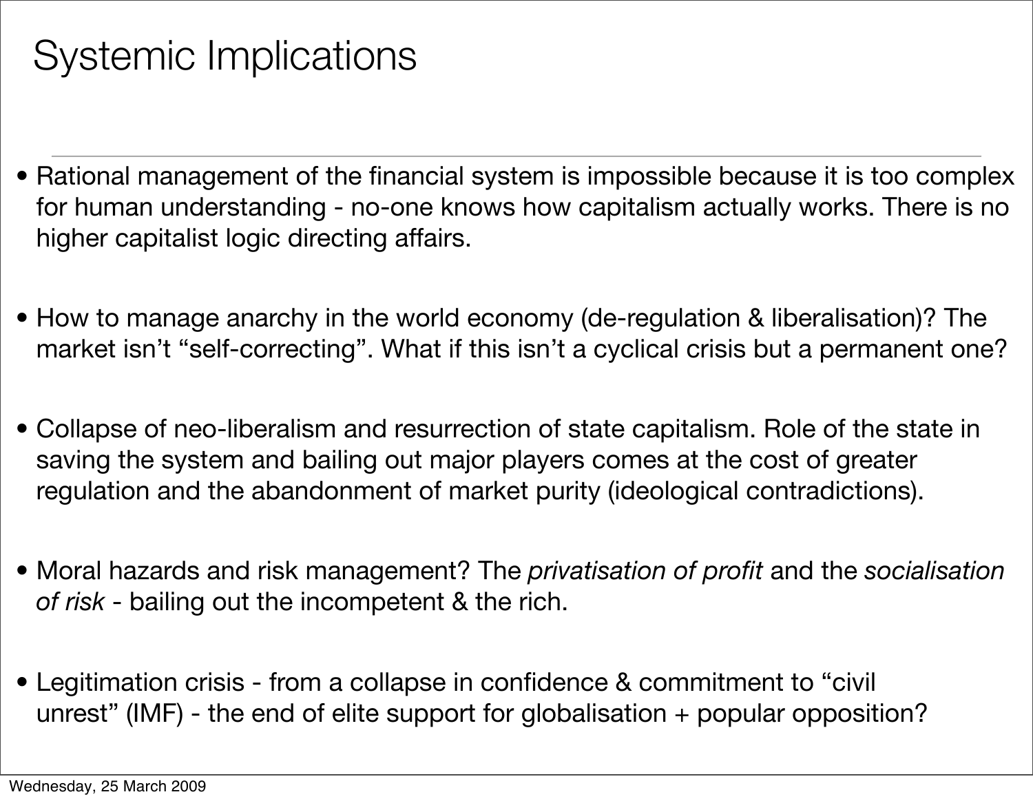# Systemic Implications

- Rational management of the financial system is impossible because it is too complex for human understanding - no-one knows how capitalism actually works. There is no higher capitalist logic directing affairs.

- How to manage anarchy in the world economy (de-regulation & liberalisation)? The market isn't "self-correcting". What if this isn't a cyclical crisis but a permanent one?

- Collapse of neo-liberalism and resurrection of state capitalism. Role of the state in saving the system and bailing out major players comes at the cost of greater regulation and the abandonment of market purity (ideological contradictions).

- Moral hazards and risk management? The *privatisation of profit* and the *socialisation of risk* - bailing out the incompetent & the rich.

- Legitimation crisis - from a collapse in confidence & commitment to "civil unrest" (IMF) - the end of elite support for globalisation + popular opposition?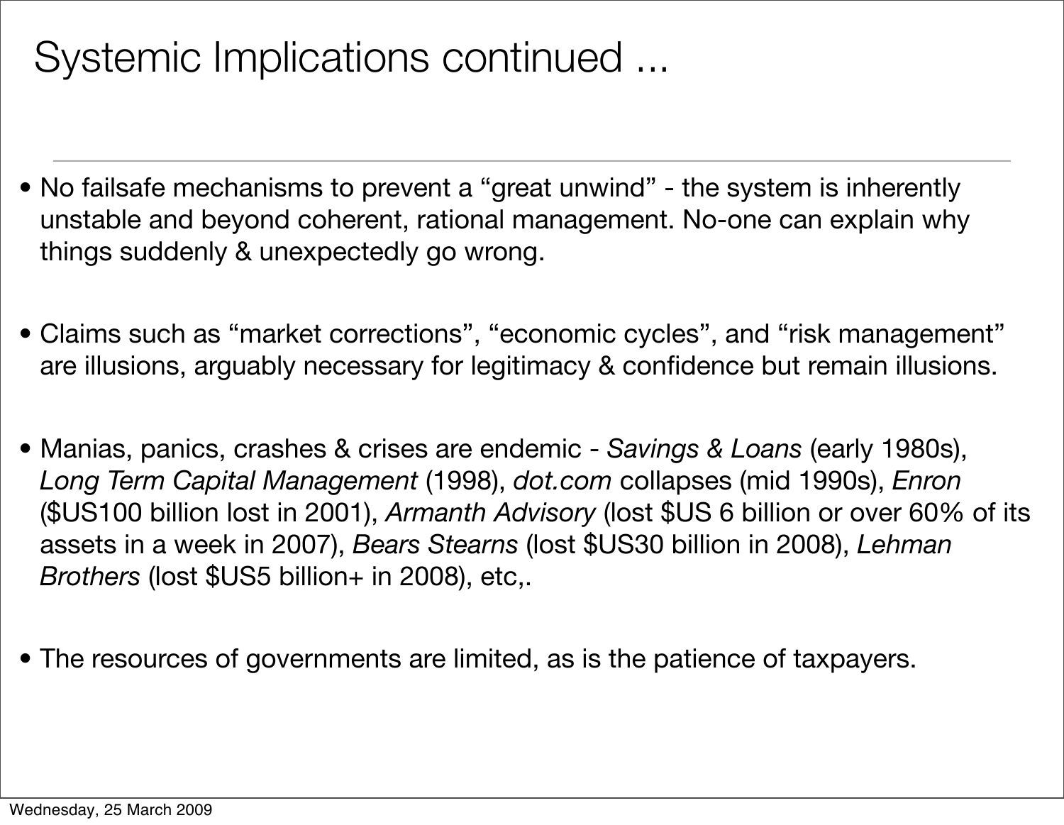# Systemic Implications continued ...

- No failsafe mechanisms to prevent a "great unwind" - the system is inherently unstable and beyond coherent, rational management. No-one can explain why things suddenly & unexpectedly go wrong.

- Claims such as "market corrections", "economic cycles", and "risk management" are illusions, arguably necessary for legitimacy & confidence but remain illusions.

- Manias, panics, crashes & crises are endemic - *Savings & Loans* (early 1980s), *Long Term Capital Management* (1998), *dot.com* collapses (mid 1990s), *Enron* ($US100 billion lost in 2001), *Armanth Advisory* (lost $US 6 billion or over 60% of its assets in a week in 2007), *Bears Stearns* (lost $US30 billion in 2008), *Lehman Brothers* (lost $US5 billion+ in 2008), etc,.

- The resources of governments are limited, as is the patience of taxpayers.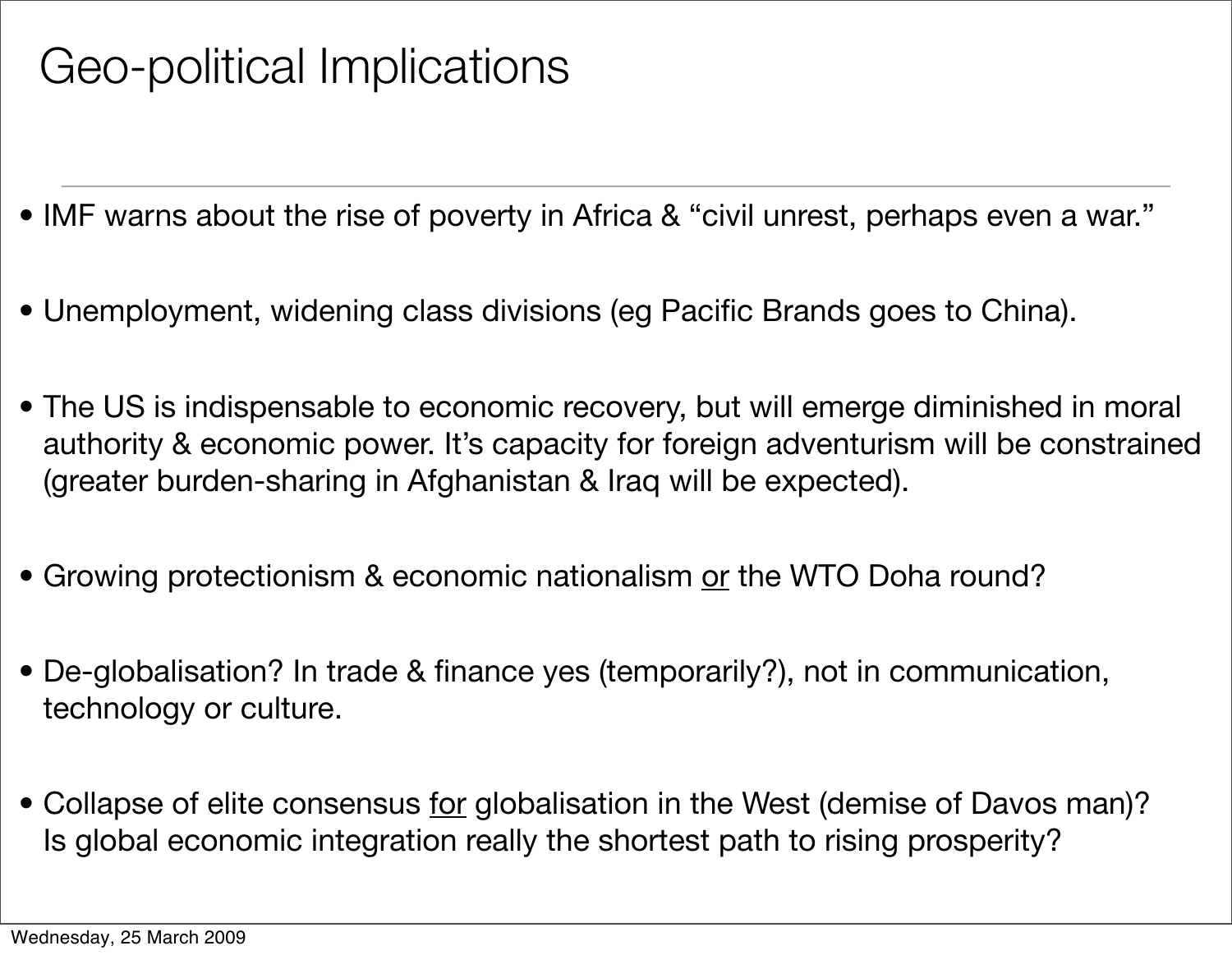# Geo-political Implications

- IMF warns about the rise of poverty in Africa & "civil unrest, perhaps even a war."
- Unemployment, widening class divisions (eg Pacific Brands goes to China).
- The US is indispensable to economic recovery, but will emerge diminished in moral authority & economic power. It's capacity for foreign adventurism will be constrained (greater burden-sharing in Afghanistan & Iraq will be expected).
- Growing protectionism & economic nationalism <u>or</u> the WTO Doha round?
- De-globalisation? In trade & finance yes (temporarily?), not in communication, technology or culture.
- Collapse of elite consensus <u>for</u> globalisation in the West (demise of Davos man)? Is global economic integration really the shortest path to rising prosperity?